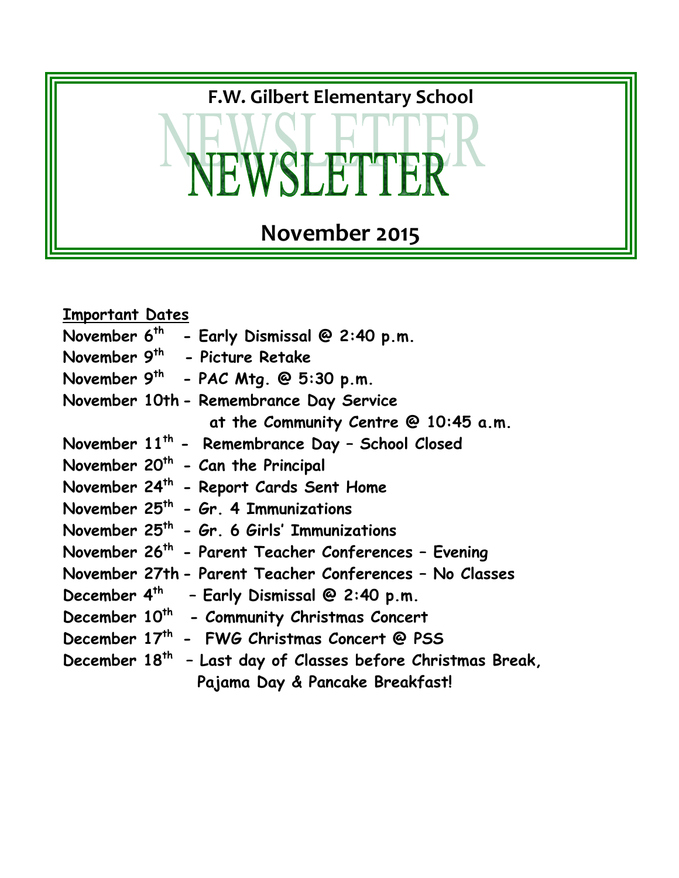# F.W. Gilbert Elementary School

# NEWSLETTER

## November 2015

**Important Dates**

**November 6th - Early Dismissal @ 2:40 p.m.**
**November 9th - Picture Retake**
**November 9th - PAC Mtg. @ 5:30 p.m.**
**November 10th - Remembrance Day Service at the Community Centre @ 10:45 a.m.**
**November 11th - Remembrance Day – School Closed**
**November 20th - Can the Principal**
**November 24th - Report Cards Sent Home**
**November 25th - Gr. 4 Immunizations**
**November 25th - Gr. 6 Girls' Immunizations**
**November 26th - Parent Teacher Conferences – Evening**
**November 27th - Parent Teacher Conferences – No Classes**
**December 4th – Early Dismissal @ 2:40 p.m.**
**December 10th - Community Christmas Concert**
**December 17th - FWG Christmas Concert @ PSS**
**December 18th – Last day of Classes before Christmas Break, Pajama Day & Pancake Breakfast!**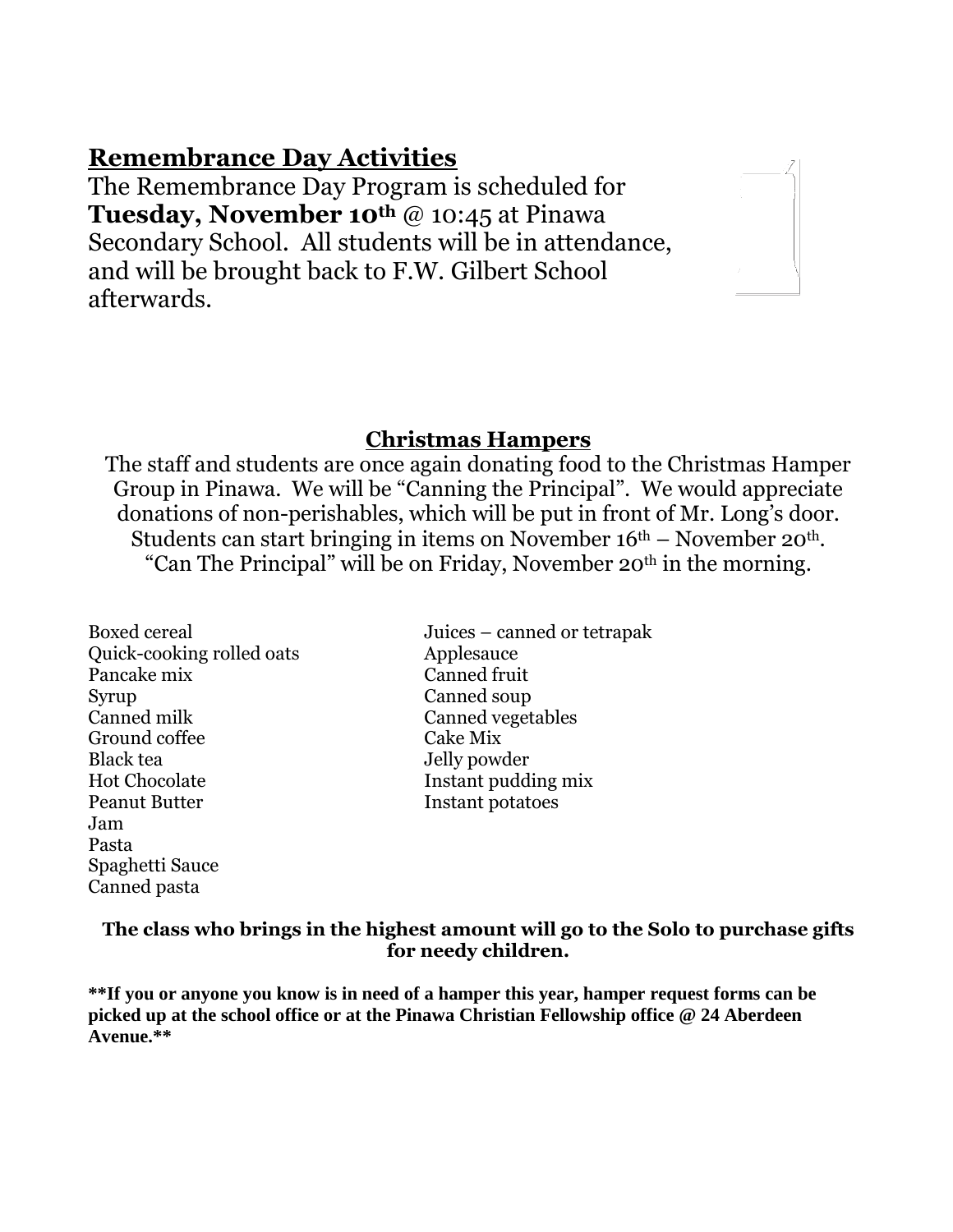## Remembrance Day Activities

The Remembrance Day Program is scheduled for **Tuesday, November 10th** @ 10:45 at Pinawa Secondary School. All students will be in attendance, and will be brought back to F.W. Gilbert School afterwards.

## Christmas Hampers

The staff and students are once again donating food to the Christmas Hamper Group in Pinawa. We will be "Canning the Principal". We would appreciate donations of non-perishables, which will be put in front of Mr. Long's door. Students can start bringing in items on November 16th – November 20th. "Can The Principal" will be on Friday, November 20th in the morning.

- Boxed cereal
- Quick-cooking rolled oats
- Pancake mix
- Syrup
- Canned milk
- Ground coffee
- Black tea
- Hot Chocolate
- Peanut Butter
- Jam
- Pasta
- Spaghetti Sauce
- Canned pasta
- Juices – canned or tetrapak
- Applesauce
- Canned fruit
- Canned soup
- Canned vegetables
- Cake Mix
- Jelly powder
- Instant pudding mix
- Instant potatoes

**The class who brings in the highest amount will go to the Solo to purchase gifts for needy children.**

****If you or anyone you know is in need of a hamper this year, hamper request forms can be picked up at the school office or at the Pinawa Christian Fellowship office @ 24 Aberdeen Avenue.****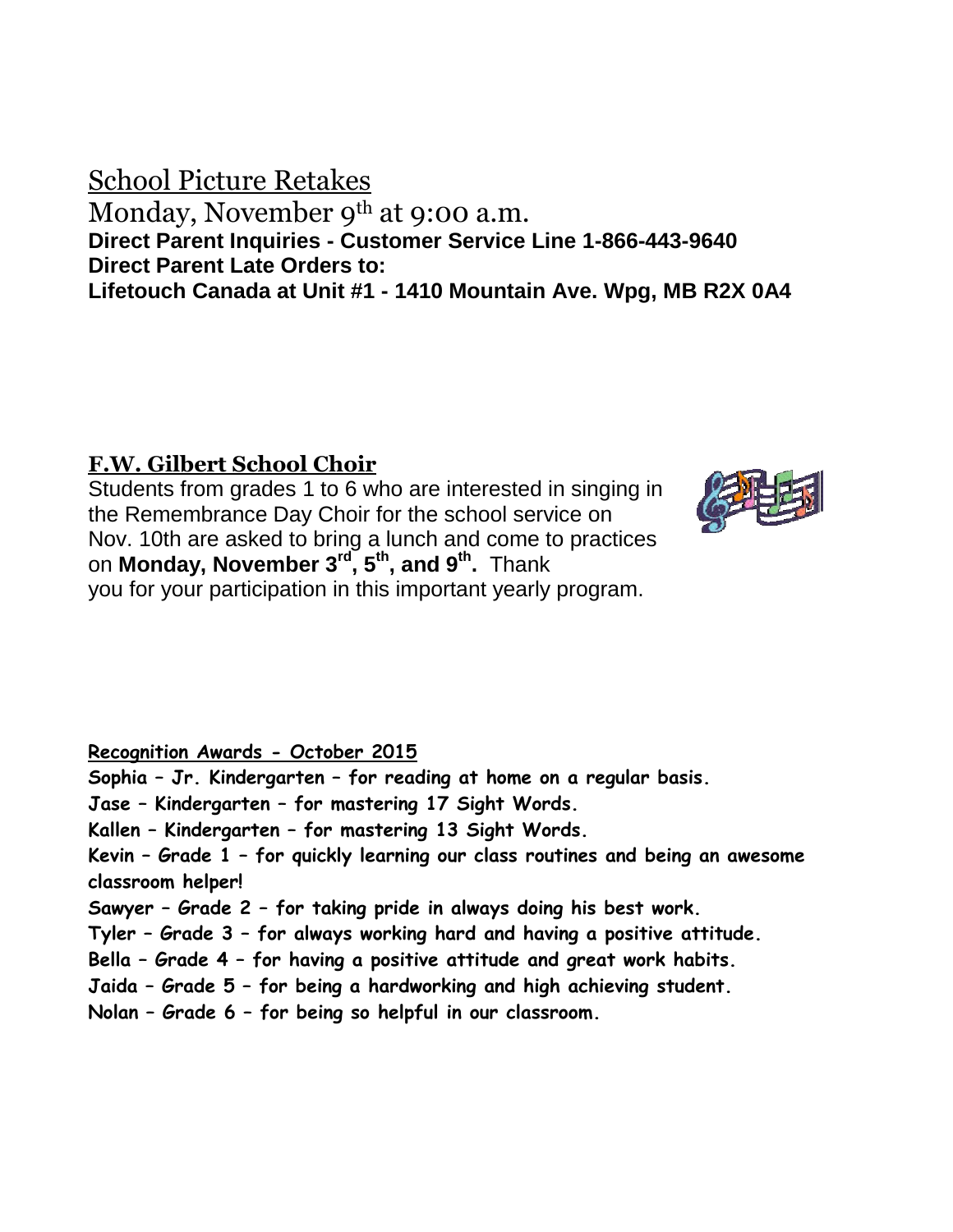## School Picture Retakes

Monday, November 9th at 9:00 a.m.

**Direct Parent Inquiries - Customer Service Line 1-866-443-9640**
**Direct Parent Late Orders to:**
**Lifetouch Canada at Unit #1 - 1410 Mountain Ave. Wpg, MB R2X 0A4**

## F.W. Gilbert School Choir

Students from grades 1 to 6 who are interested in singing in the Remembrance Day Choir for the school service on Nov. 10th are asked to bring a lunch and come to practices on **Monday, November 3rd, 5th, and 9th.** Thank you for your participation in this important yearly program.

**Recognition Awards - October 2015**

**Sophia – Jr. Kindergarten – for reading at home on a regular basis.**
**Jase – Kindergarten – for mastering 17 Sight Words.**
**Kallen – Kindergarten – for mastering 13 Sight Words.**
**Kevin – Grade 1 – for quickly learning our class routines and being an awesome classroom helper!**
**Sawyer – Grade 2 – for taking pride in always doing his best work.**
**Tyler – Grade 3 – for always working hard and having a positive attitude.**
**Bella – Grade 4 – for having a positive attitude and great work habits.**
**Jaida – Grade 5 – for being a hardworking and high achieving student.**
**Nolan – Grade 6 – for being so helpful in our classroom.**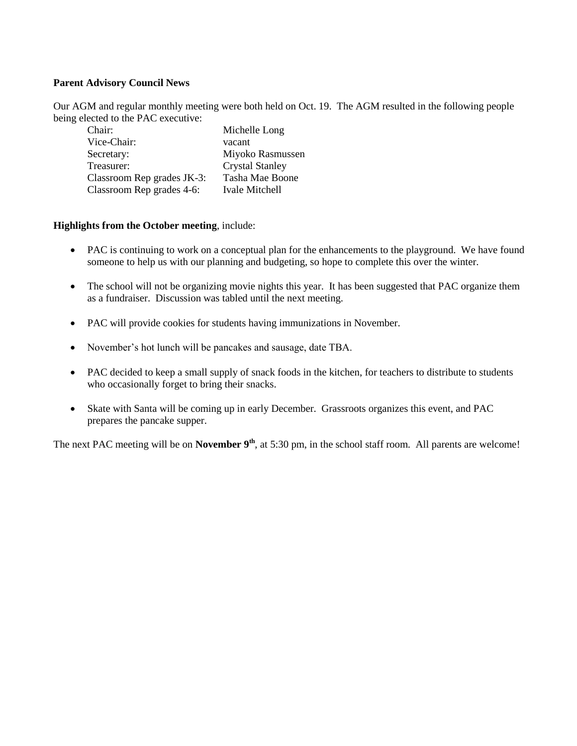**Parent Advisory Council News**

Our AGM and regular monthly meeting were both held on Oct. 19. The AGM resulted in the following people being elected to the PAC executive:

| | |
|---|---|
| Chair: | Michelle Long |
| Vice-Chair: | vacant |
| Secretary: | Miyoko Rasmussen |
| Treasurer: | Crystal Stanley |
| Classroom Rep grades JK-3: | Tasha Mae Boone |
| Classroom Rep grades 4-6: | Ivale Mitchell |

**Highlights from the October meeting**, include:

- PAC is continuing to work on a conceptual plan for the enhancements to the playground. We have found someone to help us with our planning and budgeting, so hope to complete this over the winter.
- The school will not be organizing movie nights this year. It has been suggested that PAC organize them as a fundraiser. Discussion was tabled until the next meeting.
- PAC will provide cookies for students having immunizations in November.
- November's hot lunch will be pancakes and sausage, date TBA.
- PAC decided to keep a small supply of snack foods in the kitchen, for teachers to distribute to students who occasionally forget to bring their snacks.
- Skate with Santa will be coming up in early December. Grassroots organizes this event, and PAC prepares the pancake supper.

The next PAC meeting will be on **November 9th**, at 5:30 pm, in the school staff room. All parents are welcome!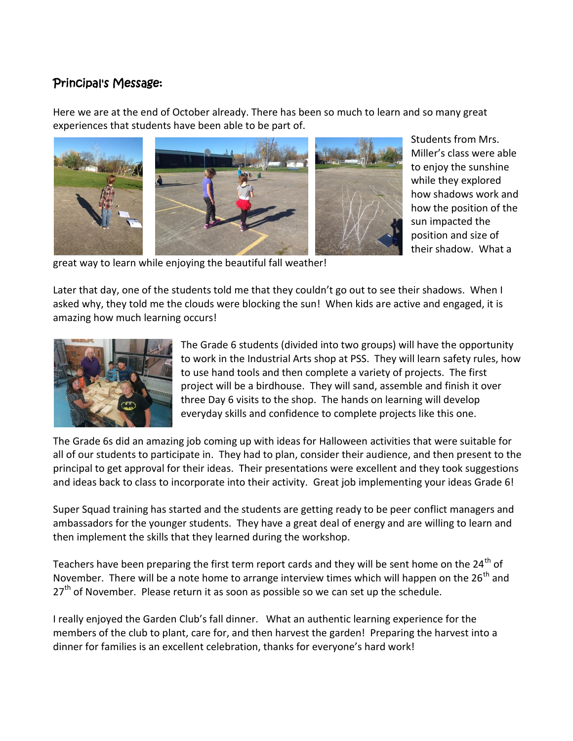## Principal's Message:

Here we are at the end of October already. There has been so much to learn and so many great experiences that students have been able to be part of.

Students from Mrs. Miller's class were able to enjoy the sunshine while they explored how shadows work and how the position of the sun impacted the position and size of their shadow. What a great way to learn while enjoying the beautiful fall weather!

Later that day, one of the students told me that they couldn't go out to see their shadows. When I asked why, they told me the clouds were blocking the sun! When kids are active and engaged, it is amazing how much learning occurs!

The Grade 6 students (divided into two groups) will have the opportunity to work in the Industrial Arts shop at PSS. They will learn safety rules, how to use hand tools and then complete a variety of projects. The first project will be a birdhouse. They will sand, assemble and finish it over three Day 6 visits to the shop. The hands on learning will develop everyday skills and confidence to complete projects like this one.

The Grade 6s did an amazing job coming up with ideas for Halloween activities that were suitable for all of our students to participate in. They had to plan, consider their audience, and then present to the principal to get approval for their ideas. Their presentations were excellent and they took suggestions and ideas back to class to incorporate into their activity. Great job implementing your ideas Grade 6!

Super Squad training has started and the students are getting ready to be peer conflict managers and ambassadors for the younger students. They have a great deal of energy and are willing to learn and then implement the skills that they learned during the workshop.

Teachers have been preparing the first term report cards and they will be sent home on the 24th of November. There will be a note home to arrange interview times which will happen on the 26th and 27th of November. Please return it as soon as possible so we can set up the schedule.

I really enjoyed the Garden Club's fall dinner. What an authentic learning experience for the members of the club to plant, care for, and then harvest the garden! Preparing the harvest into a dinner for families is an excellent celebration, thanks for everyone's hard work!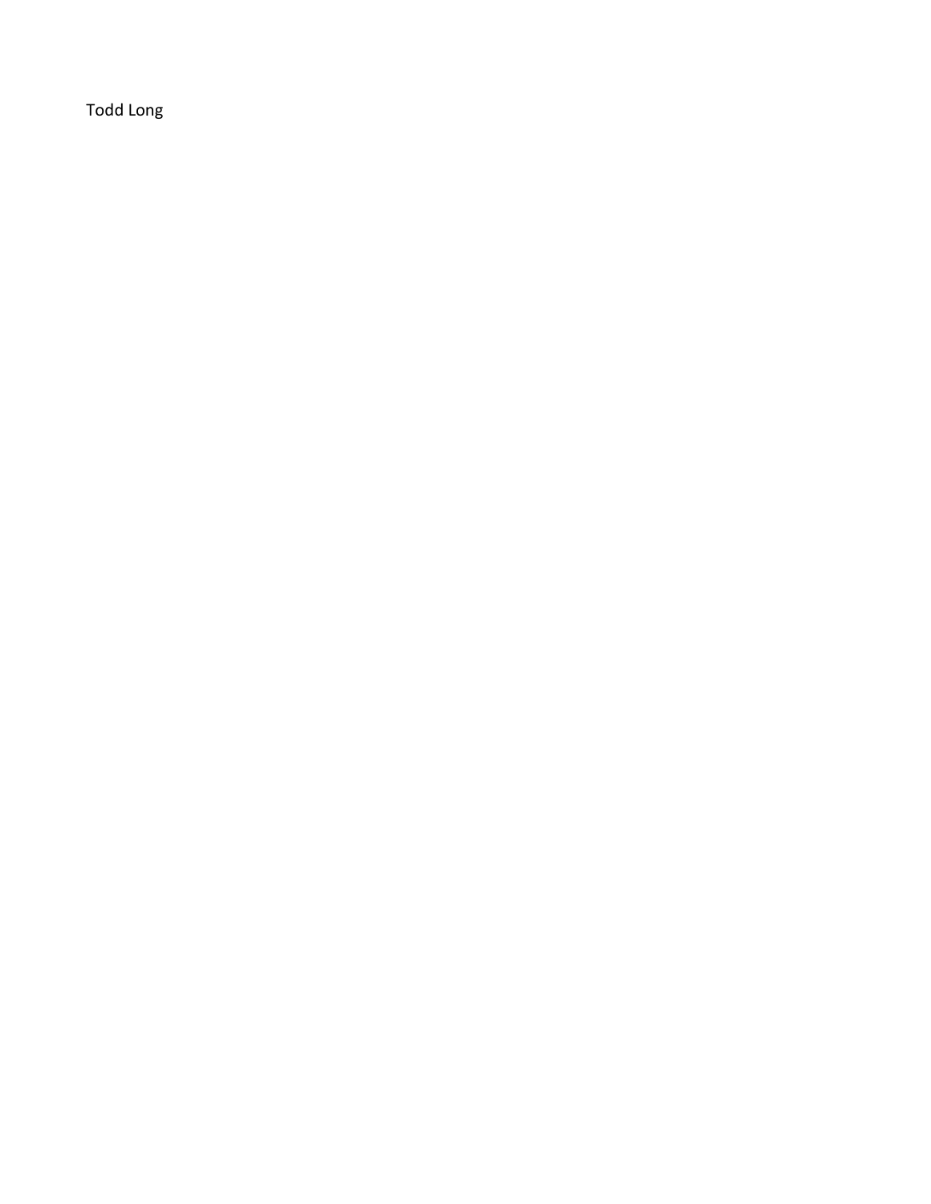Todd Long